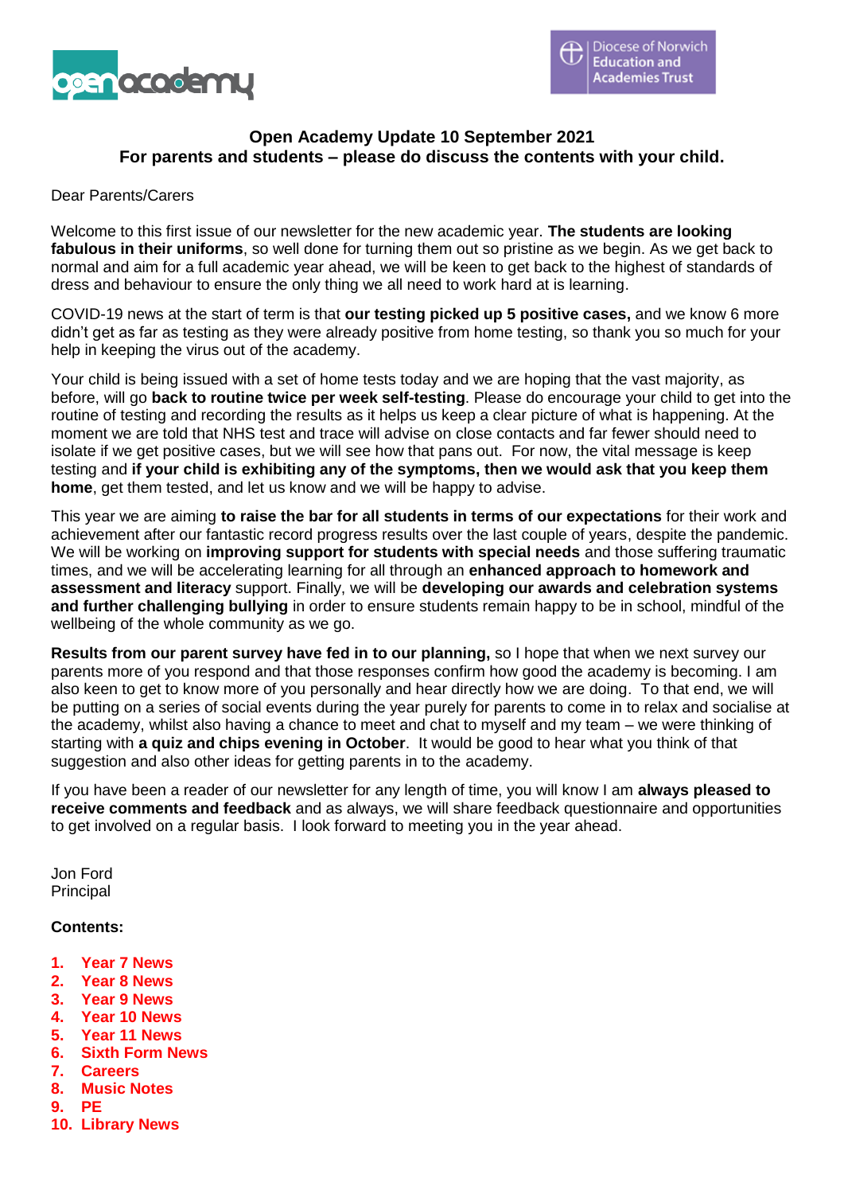# Open Academy Update 10 September 2021
## For parents and students – please do discuss the contents with your child.

Dear Parents/Carers

Welcome to this first issue of our newsletter for the new academic year. **The students are looking fabulous in their uniforms**, so well done for turning them out so pristine as we begin. As we get back to normal and aim for a full academic year ahead, we will be keen to get back to the highest of standards of dress and behaviour to ensure the only thing we all need to work hard at is learning.

COVID-19 news at the start of term is that **our testing picked up 5 positive cases,** and we know 6 more didn't get as far as testing as they were already positive from home testing, so thank you so much for your help in keeping the virus out of the academy.

Your child is being issued with a set of home tests today and we are hoping that the vast majority, as before, will go **back to routine twice per week self-testing**. Please do encourage your child to get into the routine of testing and recording the results as it helps us keep a clear picture of what is happening. At the moment we are told that NHS test and trace will advise on close contacts and far fewer should need to isolate if we get positive cases, but we will see how that pans out. For now, the vital message is keep testing and **if your child is exhibiting any of the symptoms, then we would ask that you keep them home**, get them tested, and let us know and we will be happy to advise.

This year we are aiming **to raise the bar for all students in terms of our expectations** for their work and achievement after our fantastic record progress results over the last couple of years, despite the pandemic. We will be working on **improving support for students with special needs** and those suffering traumatic times, and we will be accelerating learning for all through an **enhanced approach to homework and assessment and literacy** support. Finally, we will be **developing our awards and celebration systems and further challenging bullying** in order to ensure students remain happy to be in school, mindful of the wellbeing of the whole community as we go.

**Results from our parent survey have fed in to our planning,** so I hope that when we next survey our parents more of you respond and that those responses confirm how good the academy is becoming. I am also keen to get to know more of you personally and hear directly how we are doing. To that end, we will be putting on a series of social events during the year purely for parents to come in to relax and socialise at the academy, whilst also having a chance to meet and chat to myself and my team – we were thinking of starting with **a quiz and chips evening in October**. It would be good to hear what you think of that suggestion and also other ideas for getting parents in to the academy.

If you have been a reader of our newsletter for any length of time, you will know I am **always pleased to receive comments and feedback** and as always, we will share feedback questionnaire and opportunities to get involved on a regular basis. I look forward to meeting you in the year ahead.

Jon Ford
Principal

**Contents:**

1. **Year 7 News**
2. **Year 8 News**
3. **Year 9 News**
4. **Year 10 News**
5. **Year 11 News**
6. **Sixth Form News**
7. **Careers**
8. **Music Notes**
9. **PE**
10. **Library News**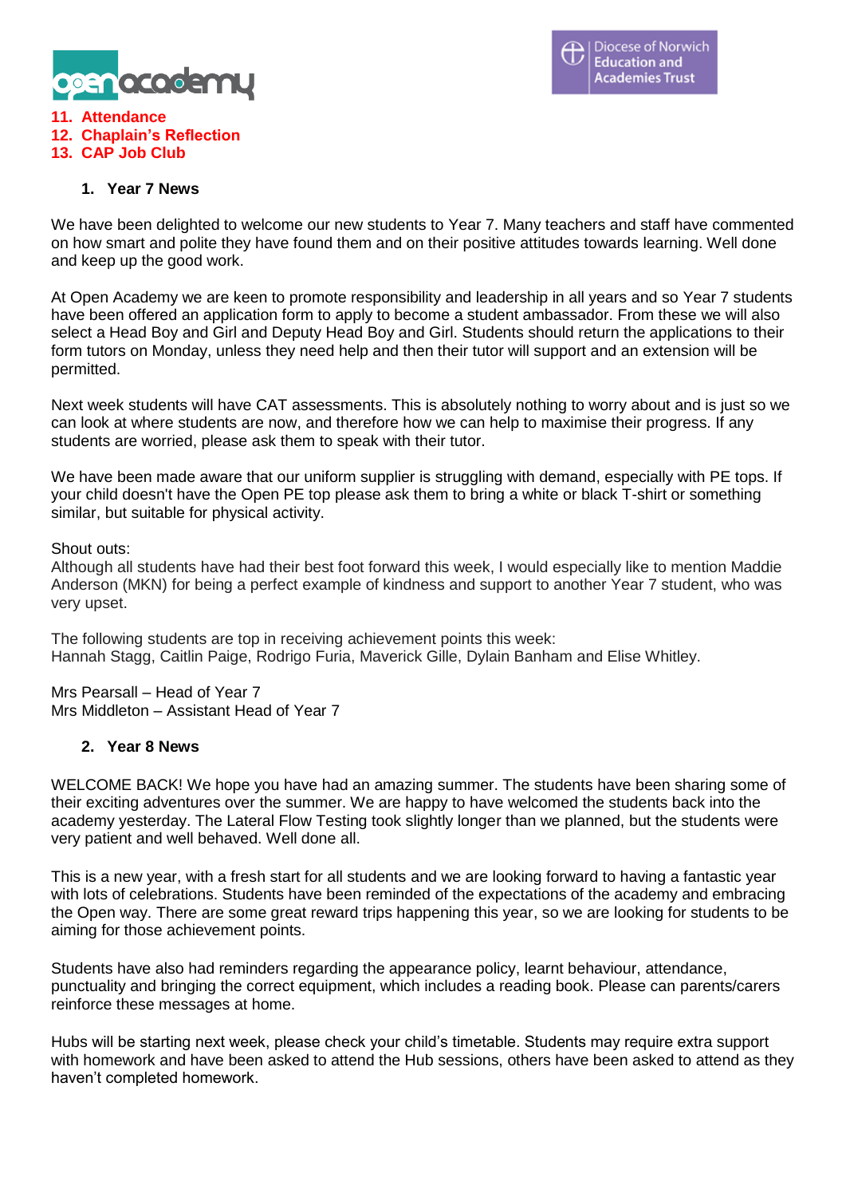11. **Attendance**
12. **Chaplain's Reflection**
13. **CAP Job Club**

## 1. Year 7 News

We have been delighted to welcome our new students to Year 7. Many teachers and staff have commented on how smart and polite they have found them and on their positive attitudes towards learning. Well done and keep up the good work.

At Open Academy we are keen to promote responsibility and leadership in all years and so Year 7 students have been offered an application form to apply to become a student ambassador. From these we will also select a Head Boy and Girl and Deputy Head Boy and Girl. Students should return the applications to their form tutors on Monday, unless they need help and then their tutor will support and an extension will be permitted.

Next week students will have CAT assessments. This is absolutely nothing to worry about and is just so we can look at where students are now, and therefore how we can help to maximise their progress. If any students are worried, please ask them to speak with their tutor.

We have been made aware that our uniform supplier is struggling with demand, especially with PE tops. If your child doesn't have the Open PE top please ask them to bring a white or black T-shirt or something similar, but suitable for physical activity.

Shout outs:
Although all students have had their best foot forward this week, I would especially like to mention Maddie Anderson (MKN) for being a perfect example of kindness and support to another Year 7 student, who was very upset.

The following students are top in receiving achievement points this week:
Hannah Stagg, Caitlin Paige, Rodrigo Furia, Maverick Gille, Dylain Banham and Elise Whitley.

Mrs Pearsall – Head of Year 7
Mrs Middleton – Assistant Head of Year 7

## 2. Year 8 News

WELCOME BACK! We hope you have had an amazing summer. The students have been sharing some of their exciting adventures over the summer. We are happy to have welcomed the students back into the academy yesterday. The Lateral Flow Testing took slightly longer than we planned, but the students were very patient and well behaved. Well done all.

This is a new year, with a fresh start for all students and we are looking forward to having a fantastic year with lots of celebrations. Students have been reminded of the expectations of the academy and embracing the Open way. There are some great reward trips happening this year, so we are looking for students to be aiming for those achievement points.

Students have also had reminders regarding the appearance policy, learnt behaviour, attendance, punctuality and bringing the correct equipment, which includes a reading book. Please can parents/carers reinforce these messages at home.

Hubs will be starting next week, please check your child's timetable. Students may require extra support with homework and have been asked to attend the Hub sessions, others have been asked to attend as they haven't completed homework.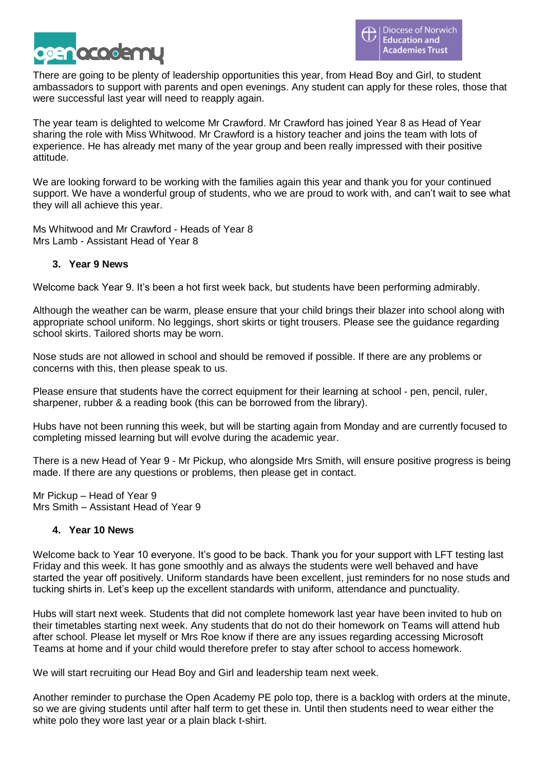There are going to be plenty of leadership opportunities this year, from Head Boy and Girl, to student ambassadors to support with parents and open evenings. Any student can apply for these roles, those that were successful last year will need to reapply again.

The year team is delighted to welcome Mr Crawford. Mr Crawford has joined Year 8 as Head of Year sharing the role with Miss Whitwood. Mr Crawford is a history teacher and joins the team with lots of experience. He has already met many of the year group and been really impressed with their positive attitude.

We are looking forward to be working with the families again this year and thank you for your continued support. We have a wonderful group of students, who we are proud to work with, and can't wait to see what they will all achieve this year.

Ms Whitwood and Mr Crawford - Heads of Year 8
Mrs Lamb - Assistant Head of Year 8

## 3. Year 9 News

Welcome back Year 9. It's been a hot first week back, but students have been performing admirably.

Although the weather can be warm, please ensure that your child brings their blazer into school along with appropriate school uniform. No leggings, short skirts or tight trousers. Please see the guidance regarding school skirts. Tailored shorts may be worn.

Nose studs are not allowed in school and should be removed if possible. If there are any problems or concerns with this, then please speak to us.

Please ensure that students have the correct equipment for their learning at school - pen, pencil, ruler, sharpener, rubber & a reading book (this can be borrowed from the library).

Hubs have not been running this week, but will be starting again from Monday and are currently focused to completing missed learning but will evolve during the academic year.

There is a new Head of Year 9 - Mr Pickup, who alongside Mrs Smith, will ensure positive progress is being made. If there are any questions or problems, then please get in contact.

Mr Pickup – Head of Year 9
Mrs Smith – Assistant Head of Year 9

## 4. Year 10 News

Welcome back to Year 10 everyone. It's good to be back. Thank you for your support with LFT testing last Friday and this week. It has gone smoothly and as always the students were well behaved and have started the year off positively. Uniform standards have been excellent, just reminders for no nose studs and tucking shirts in. Let's keep up the excellent standards with uniform, attendance and punctuality.

Hubs will start next week. Students that did not complete homework last year have been invited to hub on their timetables starting next week. Any students that do not do their homework on Teams will attend hub after school. Please let myself or Mrs Roe know if there are any issues regarding accessing Microsoft Teams at home and if your child would therefore prefer to stay after school to access homework.

We will start recruiting our Head Boy and Girl and leadership team next week.

Another reminder to purchase the Open Academy PE polo top, there is a backlog with orders at the minute, so we are giving students until after half term to get these in. Until then students need to wear either the white polo they wore last year or a plain black t-shirt.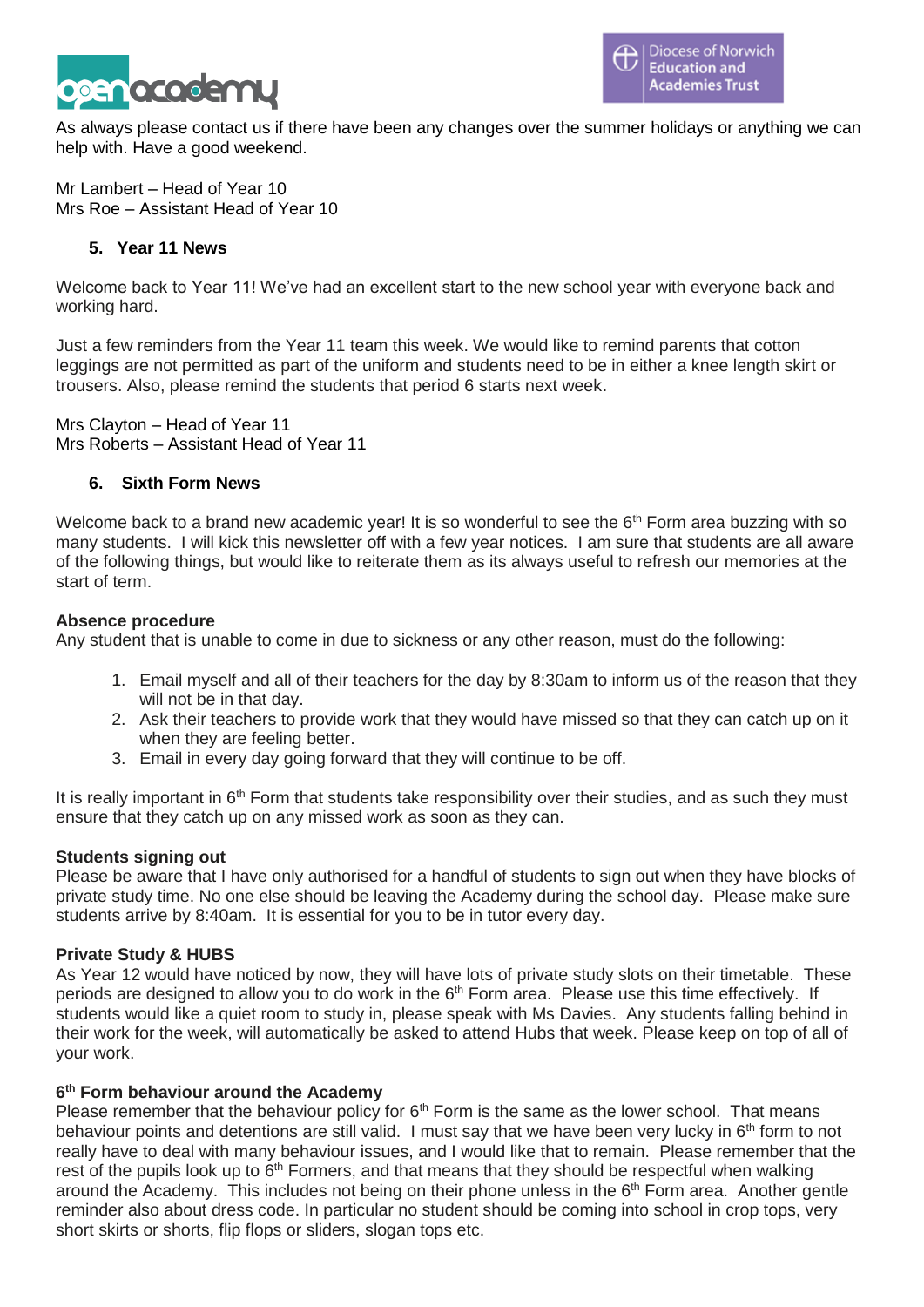As always please contact us if there have been any changes over the summer holidays or anything we can help with. Have a good weekend.

Mr Lambert – Head of Year 10
Mrs Roe – Assistant Head of Year 10

## 5. Year 11 News

Welcome back to Year 11! We've had an excellent start to the new school year with everyone back and working hard.

Just a few reminders from the Year 11 team this week. We would like to remind parents that cotton leggings are not permitted as part of the uniform and students need to be in either a knee length skirt or trousers. Also, please remind the students that period 6 starts next week.

Mrs Clayton – Head of Year 11
Mrs Roberts – Assistant Head of Year 11

## 6. Sixth Form News

Welcome back to a brand new academic year! It is so wonderful to see the 6th Form area buzzing with so many students. I will kick this newsletter off with a few year notices. I am sure that students are all aware of the following things, but would like to reiterate them as its always useful to refresh our memories at the start of term.

**Absence procedure**
Any student that is unable to come in due to sickness or any other reason, must do the following:

1. Email myself and all of their teachers for the day by 8:30am to inform us of the reason that they will not be in that day.
2. Ask their teachers to provide work that they would have missed so that they can catch up on it when they are feeling better.
3. Email in every day going forward that they will continue to be off.

It is really important in 6th Form that students take responsibility over their studies, and as such they must ensure that they catch up on any missed work as soon as they can.

**Students signing out**
Please be aware that I have only authorised for a handful of students to sign out when they have blocks of private study time. No one else should be leaving the Academy during the school day. Please make sure students arrive by 8:40am. It is essential for you to be in tutor every day.

**Private Study & HUBS**
As Year 12 would have noticed by now, they will have lots of private study slots on their timetable. These periods are designed to allow you to do work in the 6th Form area. Please use this time effectively. If students would like a quiet room to study in, please speak with Ms Davies. Any students falling behind in their work for the week, will automatically be asked to attend Hubs that week. Please keep on top of all of your work.

**6th Form behaviour around the Academy**
Please remember that the behaviour policy for 6th Form is the same as the lower school. That means behaviour points and detentions are still valid. I must say that we have been very lucky in 6th form to not really have to deal with many behaviour issues, and I would like that to remain. Please remember that the rest of the pupils look up to 6th Formers, and that means that they should be respectful when walking around the Academy. This includes not being on their phone unless in the 6th Form area. Another gentle reminder also about dress code. In particular no student should be coming into school in crop tops, very short skirts or shorts, flip flops or sliders, slogan tops etc.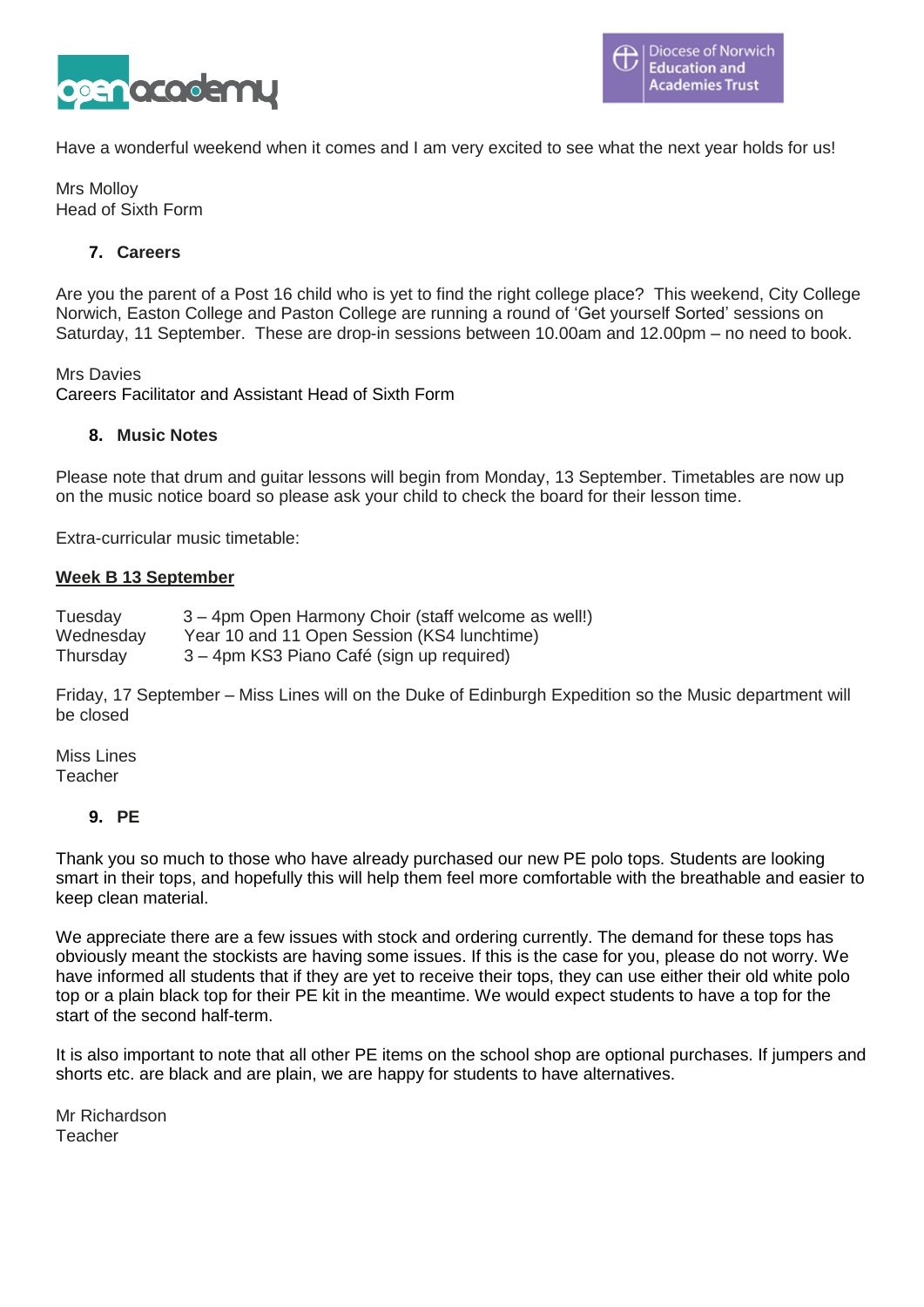Have a wonderful weekend when it comes and I am very excited to see what the next year holds for us!

Mrs Molloy
Head of Sixth Form

## 7. Careers

Are you the parent of a Post 16 child who is yet to find the right college place? This weekend, City College Norwich, Easton College and Paston College are running a round of 'Get yourself Sorted' sessions on Saturday, 11 September. These are drop-in sessions between 10.00am and 12.00pm – no need to book.

Mrs Davies
Careers Facilitator and Assistant Head of Sixth Form

## 8. Music Notes

Please note that drum and guitar lessons will begin from Monday, 13 September. Timetables are now up on the music notice board so please ask your child to check the board for their lesson time.

Extra-curricular music timetable:

**Week B 13 September**

| | |
|---|---|
| Tuesday | 3 – 4pm Open Harmony Choir (staff welcome as well!) |
| Wednesday | Year 10 and 11 Open Session (KS4 lunchtime) |
| Thursday | 3 – 4pm KS3 Piano Café (sign up required) |

Friday, 17 September – Miss Lines will on the Duke of Edinburgh Expedition so the Music department will be closed

Miss Lines
Teacher

## 9. PE

Thank you so much to those who have already purchased our new PE polo tops. Students are looking smart in their tops, and hopefully this will help them feel more comfortable with the breathable and easier to keep clean material.

We appreciate there are a few issues with stock and ordering currently. The demand for these tops has obviously meant the stockists are having some issues. If this is the case for you, please do not worry. We have informed all students that if they are yet to receive their tops, they can use either their old white polo top or a plain black top for their PE kit in the meantime. We would expect students to have a top for the start of the second half-term.

It is also important to note that all other PE items on the school shop are optional purchases. If jumpers and shorts etc. are black and are plain, we are happy for students to have alternatives.

Mr Richardson
Teacher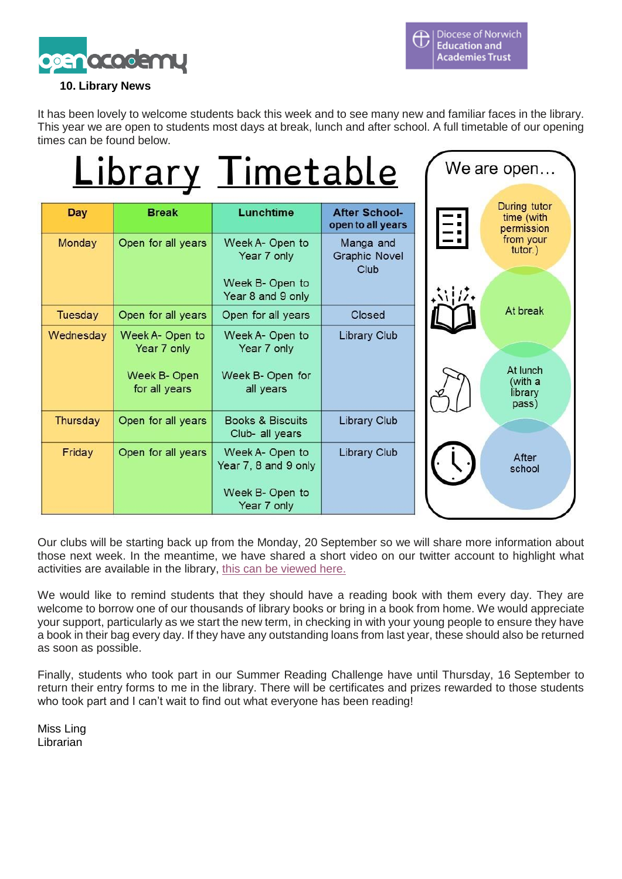### 10. Library News

It has been lovely to welcome students back this week and to see many new and familiar faces in the library. This year we are open to students most days at break, lunch and after school. A full timetable of our opening times can be found below.

# Library Timetable

| Day | Break | Lunchtime | After School- open to all years |
|---|---|---|---|
| Monday | Open for all years | Week A- Open to Year 7 only<br><br>Week B- Open to Year 8 and 9 only | Manga and Graphic Novel Club |
| Tuesday | Open for all years | Open for all years | Closed |
| Wednesday | Week A- Open to Year 7 only<br><br>Week B- Open for all years | Week A- Open to Year 7 only<br><br>Week B- Open for all years | Library Club |
| Thursday | Open for all years | Books & Biscuits Club- all years | Library Club |
| Friday | Open for all years | Week A- Open to Year 7, 8 and 9 only<br><br>Week B- Open to Year 7 only | Library Club |

**We are open…**

- During tutor time (with permission from your tutor.)
- At break
- At lunch (with a library pass)
- After school

Our clubs will be starting back up from the Monday, 20 September so we will share more information about those next week. In the meantime, we have shared a short video on our twitter account to highlight what activities are available in the library, this can be viewed here.

We would like to remind students that they should have a reading book with them every day. They are welcome to borrow one of our thousands of library books or bring in a book from home. We would appreciate your support, particularly as we start the new term, in checking in with your young people to ensure they have a book in their bag every day. If they have any outstanding loans from last year, these should also be returned as soon as possible.

Finally, students who took part in our Summer Reading Challenge have until Thursday, 16 September to return their entry forms to me in the library. There will be certificates and prizes rewarded to those students who took part and I can't wait to find out what everyone has been reading!

Miss Ling
Librarian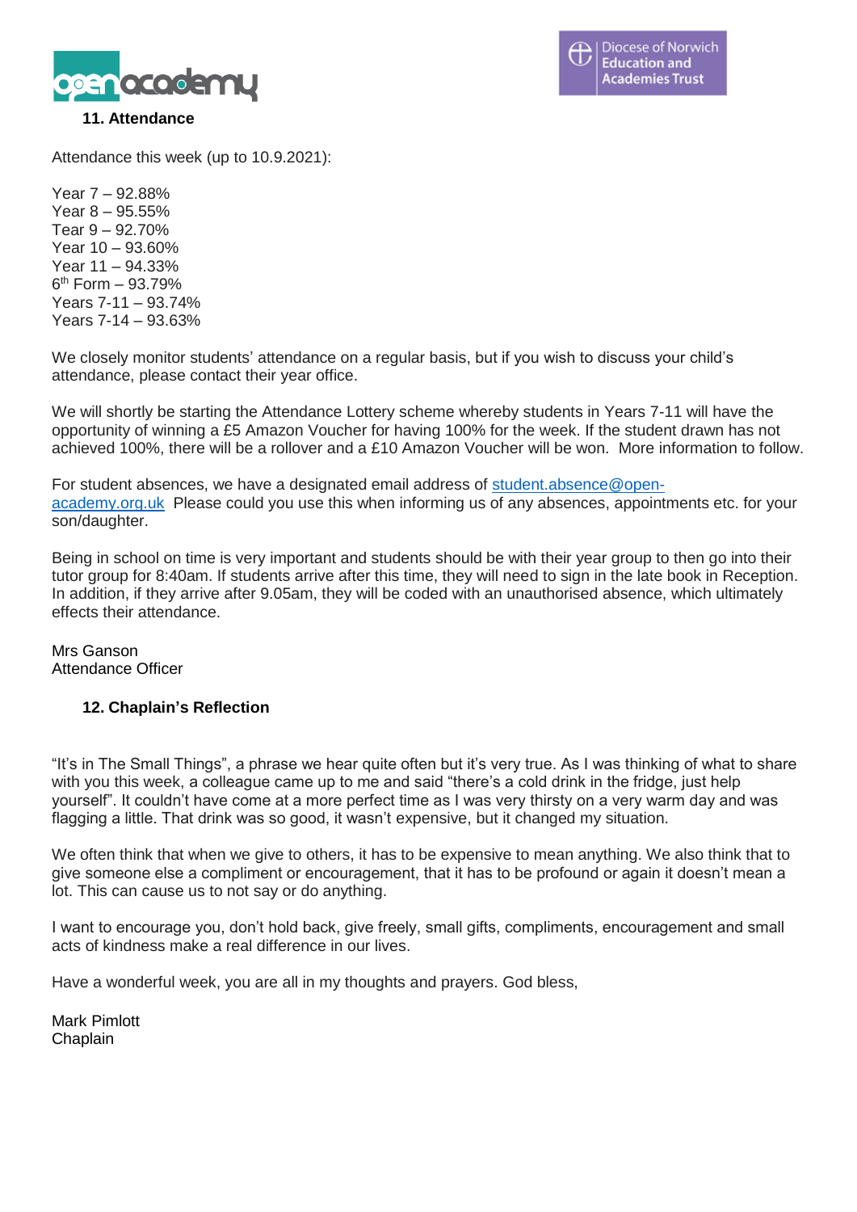## 11. Attendance

Attendance this week (up to 10.9.2021):

Year 7 – 92.88%
Year 8 – 95.55%
Tear 9 – 92.70%
Year 10 – 93.60%
Year 11 – 94.33%
6th Form – 93.79%
Years 7-11 – 93.74%
Years 7-14 – 93.63%

We closely monitor students' attendance on a regular basis, but if you wish to discuss your child's attendance, please contact their year office.

We will shortly be starting the Attendance Lottery scheme whereby students in Years 7-11 will have the opportunity of winning a £5 Amazon Voucher for having 100% for the week. If the student drawn has not achieved 100%, there will be a rollover and a £10 Amazon Voucher will be won. More information to follow.

For student absences, we have a designated email address of student.absence@open-academy.org.uk Please could you use this when informing us of any absences, appointments etc. for your son/daughter.

Being in school on time is very important and students should be with their year group to then go into their tutor group for 8:40am. If students arrive after this time, they will need to sign in the late book in Reception. In addition, if they arrive after 9.05am, they will be coded with an unauthorised absence, which ultimately effects their attendance.

Mrs Ganson
Attendance Officer

## 12. Chaplain's Reflection

"It's in The Small Things", a phrase we hear quite often but it's very true. As I was thinking of what to share with you this week, a colleague came up to me and said "there's a cold drink in the fridge, just help yourself". It couldn't have come at a more perfect time as I was very thirsty on a very warm day and was flagging a little. That drink was so good, it wasn't expensive, but it changed my situation.

We often think that when we give to others, it has to be expensive to mean anything. We also think that to give someone else a compliment or encouragement, that it has to be profound or again it doesn't mean a lot. This can cause us to not say or do anything.

I want to encourage you, don't hold back, give freely, small gifts, compliments, encouragement and small acts of kindness make a real difference in our lives.

Have a wonderful week, you are all in my thoughts and prayers. God bless,

Mark Pimlott
Chaplain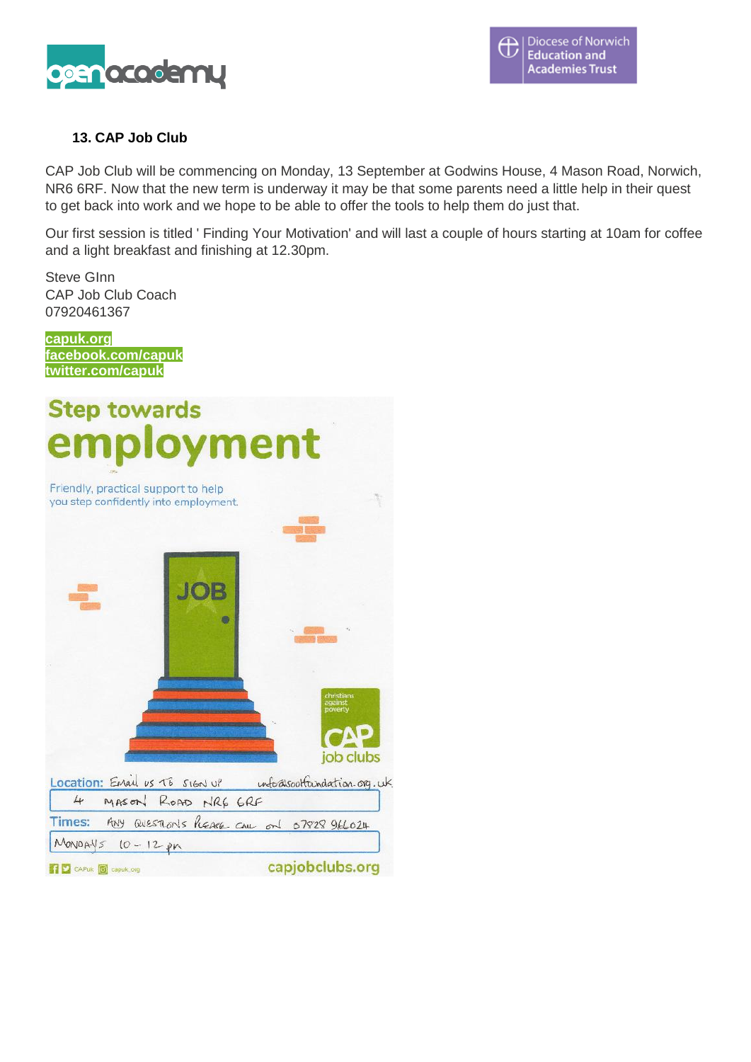## 13. CAP Job Club

CAP Job Club will be commencing on Monday, 13 September at Godwins House, 4 Mason Road, Norwich, NR6 6RF. Now that the new term is underway it may be that some parents need a little help in their quest to get back into work and we hope to be able to offer the tools to help them do just that.

Our first session is titled ' Finding Your Motivation' and will last a couple of hours starting at 10am for coffee and a light breakfast and finishing at 12.30pm.

Steve GInn
CAP Job Club Coach
07920461367

**capuk.org**
**facebook.com/capuk**
**twitter.com/capuk**

# Step towards employment

Friendly, practical support to help you step confidently into employment.

JOB

christians against poverty
CAP job clubs

Location: Email us to sign up info@isoolfoundation.org.uk
4 Mason Road NR6 6RF

Times: Any questions please call on 07828 966024
Mondays 10 – 12 pm

CAPuk capuk_org

capjobclubs.org